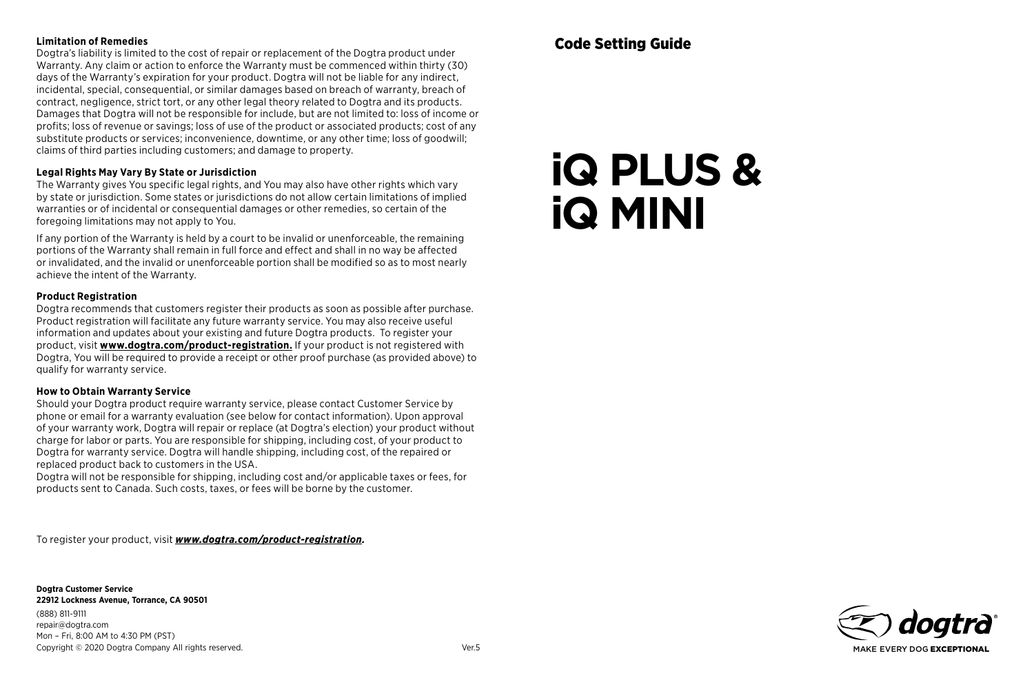**Limitation of Remedies**

Dogtra's liability is limited to the cost of repair or replacement of the Dogtra product under Warranty. Any claim or action to enforce the Warranty must be commenced within thirty (30) days of the Warranty's expiration for your product. Dogtra will not be liable for any indirect, incidental, special, consequential, or similar damages based on breach of warranty, breach of contract, negligence, strict tort, or any other legal theory related to Dogtra and its products. Damages that Dogtra will not be responsible for include, but are not limited to: loss of income or profits; loss of revenue or savings; loss of use of the product or associated products; cost of any substitute products or services; inconvenience, downtime, or any other time; loss of goodwill; claims of third parties including customers; and damage to property.

**Legal Rights May Vary By State or Jurisdiction**

The Warranty gives You specific legal rights, and You may also have other rights which vary by state or jurisdiction. Some states or jurisdictions do not allow certain limitations of implied warranties or of incidental or consequential damages or other remedies, so certain of the foregoing limitations may not apply to You.

If any portion of the Warranty is held by a court to be invalid or unenforceable, the remaining portions of the Warranty shall remain in full force and effect and shall in no way be affected or invalidated, and the invalid or unenforceable portion shall be modified so as to most nearly achieve the intent of the Warranty.

**Product Registration**

Dogtra recommends that customers register their products as soon as possible after purchase. Product registration will facilitate any future warranty service. You may also receive useful information and updates about your existing and future Dogtra products. To register your product, visit **www.dogtra.com/product-registration.** If your product is not registered with Dogtra, You will be required to provide a receipt or other proof purchase (as provided above) to qualify for warranty service.

**How to Obtain Warranty Service**

Should your Dogtra product require warranty service, please contact Customer Service by phone or email for a warranty evaluation (see below for contact information). Upon approval of your warranty work, Dogtra will repair or replace (at Dogtra's election) your product without charge for labor or parts. You are responsible for shipping, including cost, of your product to Dogtra for warranty service. Dogtra will handle shipping, including cost, of the repaired or replaced product back to customers in the USA.

Dogtra will not be responsible for shipping, including cost and/or applicable taxes or fees, for products sent to Canada. Such costs, taxes, or fees will be borne by the customer.

To register your product, visit ***www.dogtra.com/product-registration.***

**Dogtra Customer Service**
**22912 Lockness Avenue, Torrance, CA 90501**
(888) 811-9111
repair@dogtra.com
Mon – Fri, 8:00 AM to 4:30 PM (PST)
Copyright © 2020 Dogtra Company All rights reserved.

Ver.5

## Code Setting Guide

# iQ PLUS & iQ MINI

dogtra®
MAKE EVERY DOG **EXCEPTIONAL**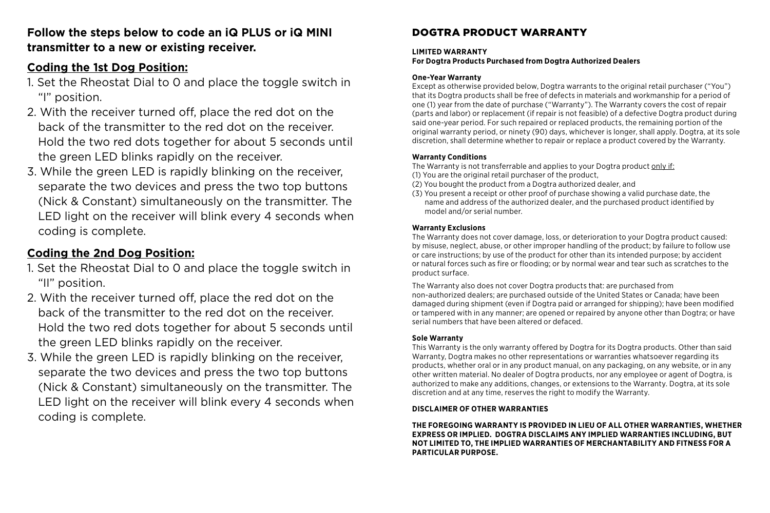**Follow the steps below to code an iQ PLUS or iQ MINI transmitter to a new or existing receiver.**

## Coding the 1st Dog Position:

1. Set the Rheostat Dial to 0 and place the toggle switch in "I" position.
2. With the receiver turned off, place the red dot on the back of the transmitter to the red dot on the receiver. Hold the two red dots together for about 5 seconds until the green LED blinks rapidly on the receiver.
3. While the green LED is rapidly blinking on the receiver, separate the two devices and press the two top buttons (Nick & Constant) simultaneously on the transmitter. The LED light on the receiver will blink every 4 seconds when coding is complete.

## Coding the 2nd Dog Position:

1. Set the Rheostat Dial to 0 and place the toggle switch in "II" position.
2. With the receiver turned off, place the red dot on the back of the transmitter to the red dot on the receiver. Hold the two red dots together for about 5 seconds until the green LED blinks rapidly on the receiver.
3. While the green LED is rapidly blinking on the receiver, separate the two devices and press the two top buttons (Nick & Constant) simultaneously on the transmitter. The LED light on the receiver will blink every 4 seconds when coding is complete.

# DOGTRA PRODUCT WARRANTY

**LIMITED WARRANTY**
**For Dogtra Products Purchased from Dogtra Authorized Dealers**

**One-Year Warranty**

Except as otherwise provided below, Dogtra warrants to the original retail purchaser ("You") that its Dogtra products shall be free of defects in materials and workmanship for a period of one (1) year from the date of purchase ("Warranty"). The Warranty covers the cost of repair (parts and labor) or replacement (if repair is not feasible) of a defective Dogtra product during said one-year period. For such repaired or replaced products, the remaining portion of the original warranty period, or ninety (90) days, whichever is longer, shall apply. Dogtra, at its sole discretion, shall determine whether to repair or replace a product covered by the Warranty.

**Warranty Conditions**

The Warranty is not transferrable and applies to your Dogtra product only if:
(1) You are the original retail purchaser of the product,
(2) You bought the product from a Dogtra authorized dealer, and
(3) You present a receipt or other proof of purchase showing a valid purchase date, the name and address of the authorized dealer, and the purchased product identified by model and/or serial number.

**Warranty Exclusions**

The Warranty does not cover damage, loss, or deterioration to your Dogtra product caused: by misuse, neglect, abuse, or other improper handling of the product; by failure to follow use or care instructions; by use of the product for other than its intended purpose; by accident or natural forces such as fire or flooding; or by normal wear and tear such as scratches to the product surface.

The Warranty also does not cover Dogtra products that: are purchased from non-authorized dealers; are purchased outside of the United States or Canada; have been damaged during shipment (even if Dogtra paid or arranged for shipping); have been modified or tampered with in any manner; are opened or repaired by anyone other than Dogtra; or have serial numbers that have been altered or defaced.

**Sole Warranty**

This Warranty is the only warranty offered by Dogtra for its Dogtra products. Other than said Warranty, Dogtra makes no other representations or warranties whatsoever regarding its products, whether oral or in any product manual, on any packaging, on any website, or in any other written material. No dealer of Dogtra products, nor any employee or agent of Dogtra, is authorized to make any additions, changes, or extensions to the Warranty. Dogtra, at its sole discretion and at any time, reserves the right to modify the Warranty.

**DISCLAIMER OF OTHER WARRANTIES**

**THE FOREGOING WARRANTY IS PROVIDED IN LIEU OF ALL OTHER WARRANTIES, WHETHER EXPRESS OR IMPLIED. DOGTRA DISCLAIMS ANY IMPLIED WARRANTIES INCLUDING, BUT NOT LIMITED TO, THE IMPLIED WARRANTIES OF MERCHANTABILITY AND FITNESS FOR A PARTICULAR PURPOSE.**